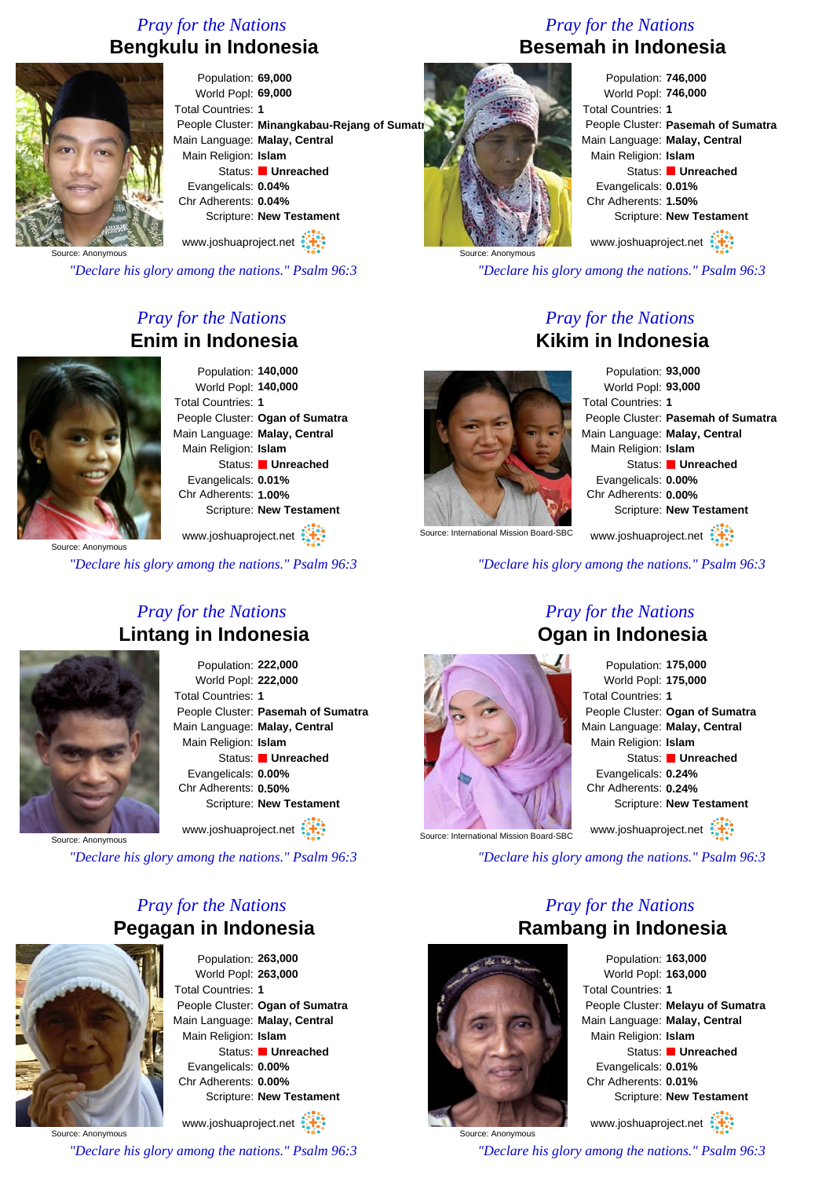## Pray for the Nations

# Bengkulu in Indonesia

Source: Anonymous

Population: **69,000**
World Popl: **69,000**
Total Countries: **1**
People Cluster: **Minangkabau-Rejang of Sumatr**
Main Language: **Malay, Central**
Main Religion: **Islam**
Status: **Unreached**
Evangelicals: **0.04%**
Chr Adherents: **0.04%**
Scripture: **New Testament**

www.joshuaproject.net

*"Declare his glory among the nations." Psalm 96:3*

## Pray for the Nations

# Besemah in Indonesia

Source: Anonymous

Population: **746,000**
World Popl: **746,000**
Total Countries: **1**
People Cluster: **Pasemah of Sumatra**
Main Language: **Malay, Central**
Main Religion: **Islam**
Status: **Unreached**
Evangelicals: **0.01%**
Chr Adherents: **1.50%**
Scripture: **New Testament**

www.joshuaproject.net

*"Declare his glory among the nations." Psalm 96:3*

## Pray for the Nations

# Enim in Indonesia

Source: Anonymous

Population: **140,000**
World Popl: **140,000**
Total Countries: **1**
People Cluster: **Ogan of Sumatra**
Main Language: **Malay, Central**
Main Religion: **Islam**
Status: **Unreached**
Evangelicals: **0.01%**
Chr Adherents: **1.00%**
Scripture: **New Testament**

www.joshuaproject.net

*"Declare his glory among the nations." Psalm 96:3*

## Pray for the Nations

# Kikim in Indonesia

Source: International Mission Board-SBC

Population: **93,000**
World Popl: **93,000**
Total Countries: **1**
People Cluster: **Pasemah of Sumatra**
Main Language: **Malay, Central**
Main Religion: **Islam**
Status: **Unreached**
Evangelicals: **0.00%**
Chr Adherents: **0.00%**
Scripture: **New Testament**

www.joshuaproject.net

*"Declare his glory among the nations." Psalm 96:3*

## Pray for the Nations

# Lintang in Indonesia

Source: Anonymous

Population: **222,000**
World Popl: **222,000**
Total Countries: **1**
People Cluster: **Pasemah of Sumatra**
Main Language: **Malay, Central**
Main Religion: **Islam**
Status: **Unreached**
Evangelicals: **0.00%**
Chr Adherents: **0.50%**
Scripture: **New Testament**

www.joshuaproject.net

*"Declare his glory among the nations." Psalm 96:3*

## Pray for the Nations

# Ogan in Indonesia

Source: International Mission Board-SBC

Population: **175,000**
World Popl: **175,000**
Total Countries: **1**
People Cluster: **Ogan of Sumatra**
Main Language: **Malay, Central**
Main Religion: **Islam**
Status: **Unreached**
Evangelicals: **0.24%**
Chr Adherents: **0.24%**
Scripture: **New Testament**

www.joshuaproject.net

*"Declare his glory among the nations." Psalm 96:3*

## Pray for the Nations

# Pegagan in Indonesia

Source: Anonymous

Population: **263,000**
World Popl: **263,000**
Total Countries: **1**
People Cluster: **Ogan of Sumatra**
Main Language: **Malay, Central**
Main Religion: **Islam**
Status: **Unreached**
Evangelicals: **0.00%**
Chr Adherents: **0.00%**
Scripture: **New Testament**

www.joshuaproject.net

*"Declare his glory among the nations." Psalm 96:3*

## Pray for the Nations

# Rambang in Indonesia

Source: Anonymous

Population: **163,000**
World Popl: **163,000**
Total Countries: **1**
People Cluster: **Melayu of Sumatra**
Main Language: **Malay, Central**
Main Religion: **Islam**
Status: **Unreached**
Evangelicals: **0.01%**
Chr Adherents: **0.01%**
Scripture: **New Testament**

www.joshuaproject.net

*"Declare his glory among the nations." Psalm 96:3*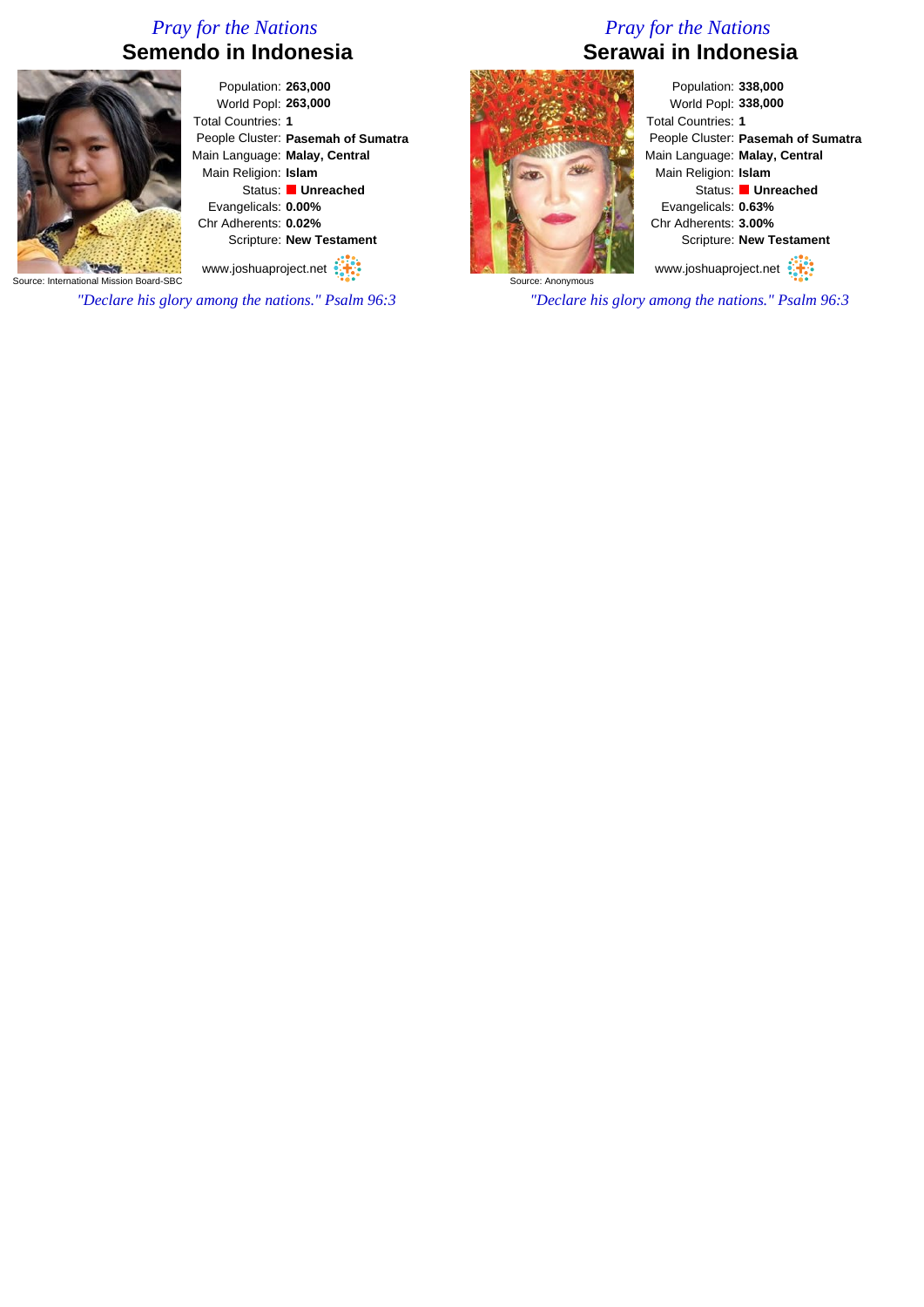*Pray for the Nations*

## Semendo in Indonesia

Population: **263,000**
World Popl: **263,000**
Total Countries: **1**
People Cluster: **Pasemah of Sumatra**
Main Language: **Malay, Central**
Main Religion: **Islam**
Status: **Unreached**
Evangelicals: **0.00%**
Chr Adherents: **0.02%**
Scripture: **New Testament**

Source: International Mission Board-SBC

www.joshuaproject.net

*"Declare his glory among the nations." Psalm 96:3*

*Pray for the Nations*

## Serawai in Indonesia

Population: **338,000**
World Popl: **338,000**
Total Countries: **1**
People Cluster: **Pasemah of Sumatra**
Main Language: **Malay, Central**
Main Religion: **Islam**
Status: **Unreached**
Evangelicals: **0.63%**
Chr Adherents: **3.00%**
Scripture: **New Testament**

Source: Anonymous

www.joshuaproject.net

*"Declare his glory among the nations." Psalm 96:3*